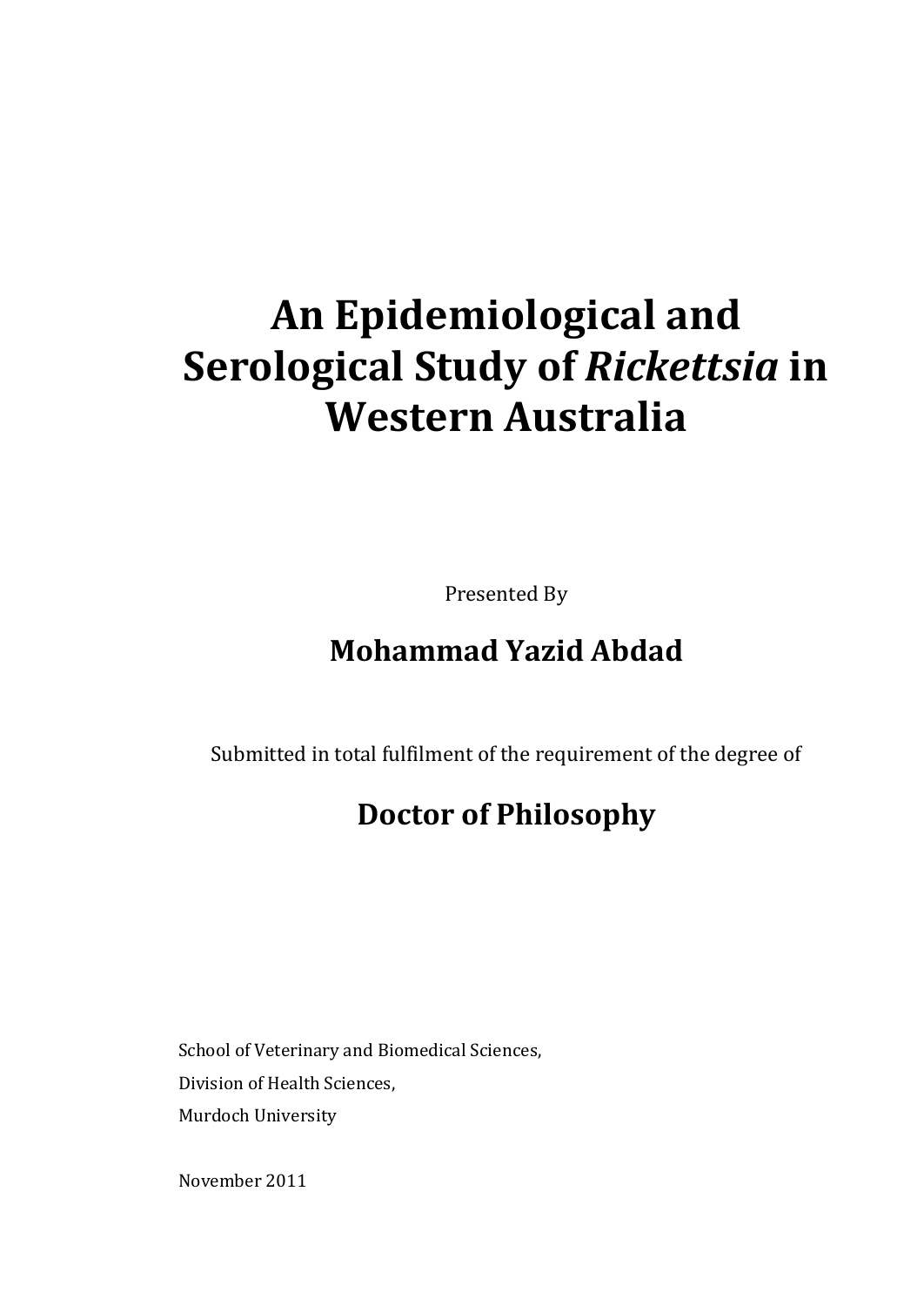# An Epidemiological and Serological Study of *Rickettsia* in Western Australia

Presented By

**Mohammad Yazid Abdad**

Submitted in total fulfilment of the requirement of the degree of

**Doctor of Philosophy**

School of Veterinary and Biomedical Sciences,

Division of Health Sciences,

Murdoch University

November 2011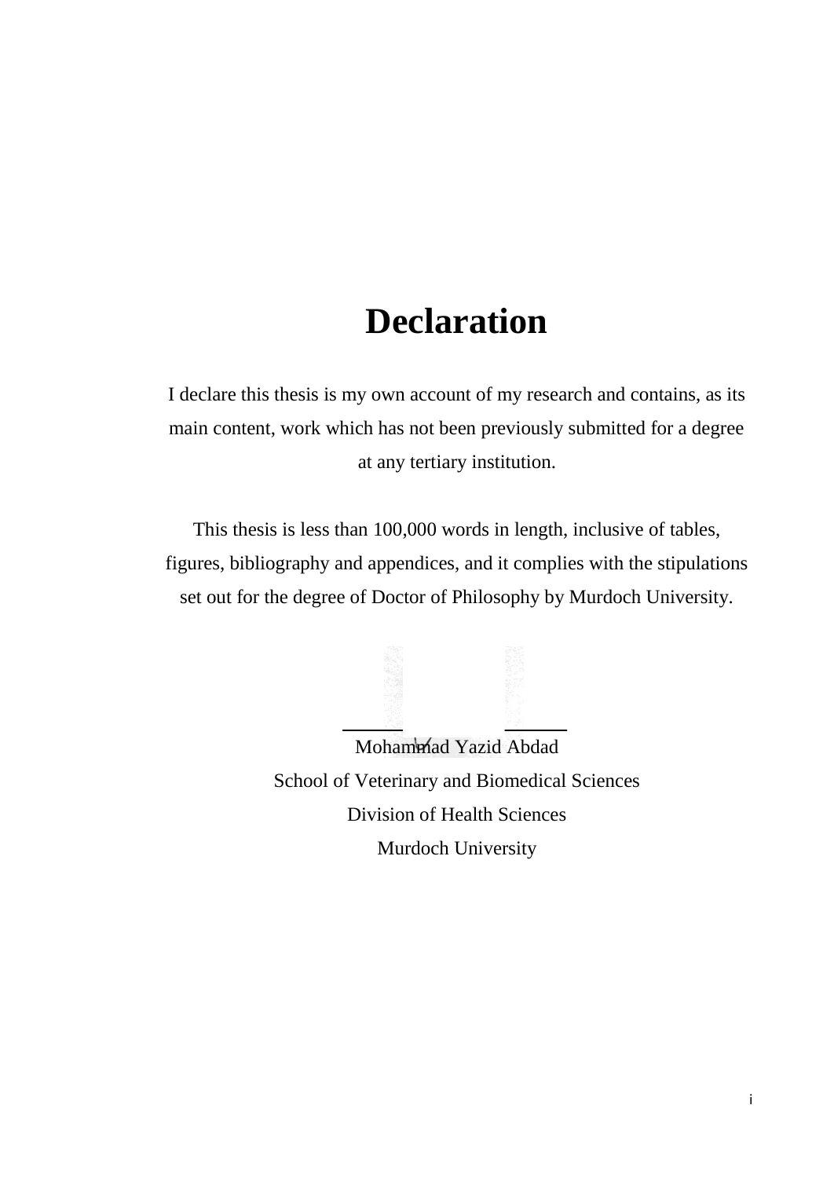# Declaration

I declare this thesis is my own account of my research and contains, as its main content, work which has not been previously submitted for a degree at any tertiary institution.

This thesis is less than 100,000 words in length, inclusive of tables, figures, bibliography and appendices, and it complies with the stipulations set out for the degree of Doctor of Philosophy by Murdoch University.

Mohammad Yazid Abdad
School of Veterinary and Biomedical Sciences
Division of Health Sciences
Murdoch University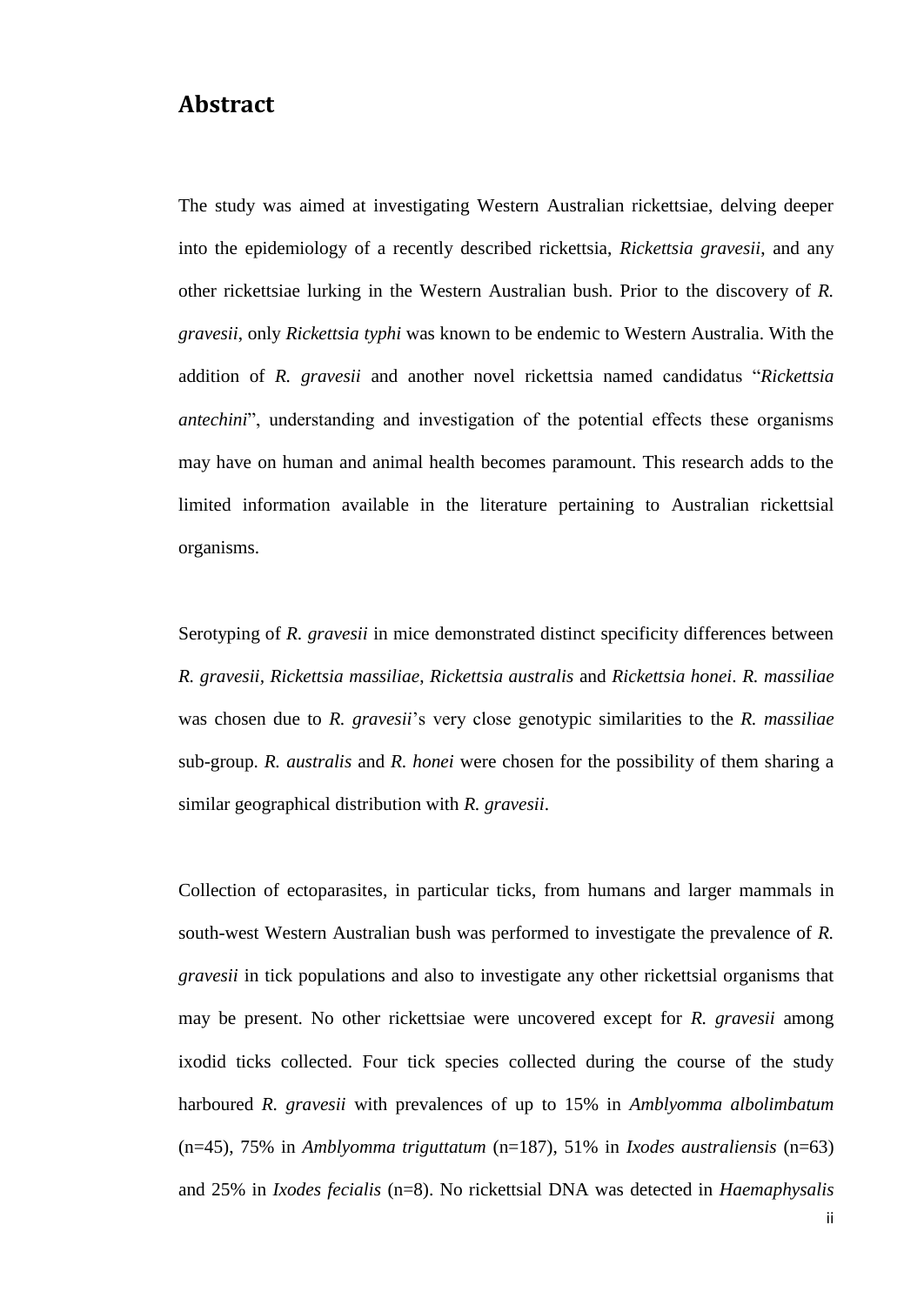## Abstract

The study was aimed at investigating Western Australian rickettsiae, delving deeper into the epidemiology of a recently described rickettsia, *Rickettsia gravesii*, and any other rickettsiae lurking in the Western Australian bush. Prior to the discovery of *R. gravesii*, only *Rickettsia typhi* was known to be endemic to Western Australia. With the addition of *R. gravesii* and another novel rickettsia named candidatus "*Rickettsia antechini*", understanding and investigation of the potential effects these organisms may have on human and animal health becomes paramount. This research adds to the limited information available in the literature pertaining to Australian rickettsial organisms.

Serotyping of *R. gravesii* in mice demonstrated distinct specificity differences between *R. gravesii*, *Rickettsia massiliae*, *Rickettsia australis* and *Rickettsia honei*. *R. massiliae* was chosen due to *R. gravesii*'s very close genotypic similarities to the *R. massiliae* sub-group. *R. australis* and *R. honei* were chosen for the possibility of them sharing a similar geographical distribution with *R. gravesii*.

Collection of ectoparasites, in particular ticks, from humans and larger mammals in south-west Western Australian bush was performed to investigate the prevalence of *R. gravesii* in tick populations and also to investigate any other rickettsial organisms that may be present. No other rickettsiae were uncovered except for *R. gravesii* among ixodid ticks collected. Four tick species collected during the course of the study harboured *R. gravesii* with prevalences of up to 15% in *Amblyomma albolimbatum* (n=45), 75% in *Amblyomma triguttatum* (n=187), 51% in *Ixodes australiensis* (n=63) and 25% in *Ixodes fecialis* (n=8). No rickettsial DNA was detected in *Haemaphysalis*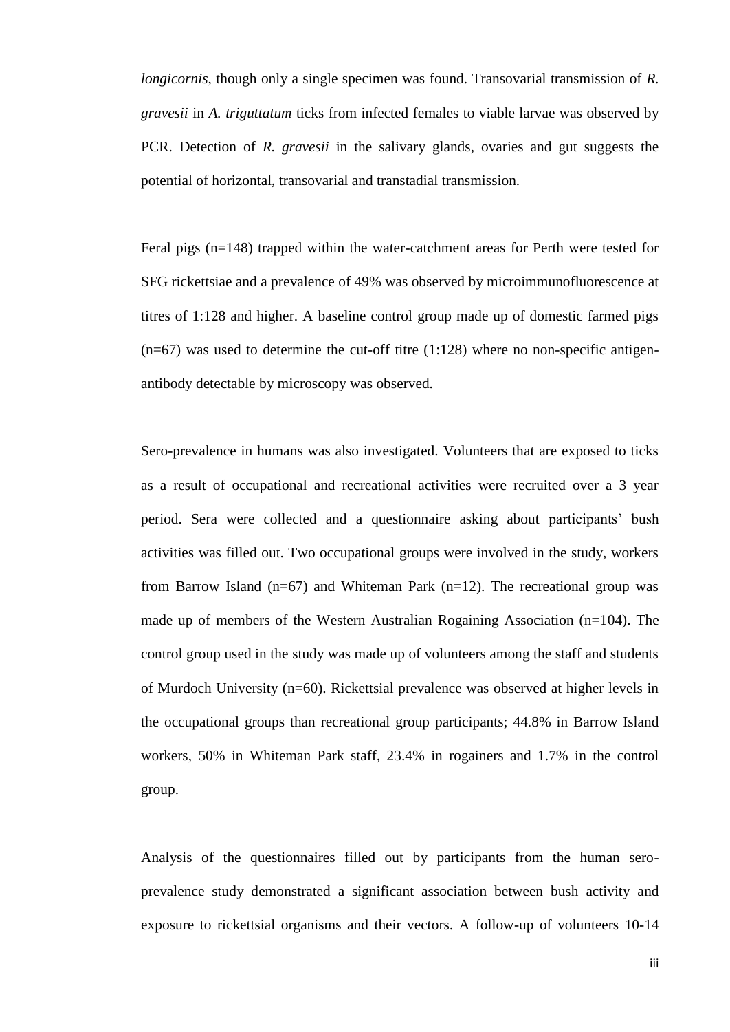*longicornis*, though only a single specimen was found. Transovarial transmission of *R. gravesii* in *A. triguttatum* ticks from infected females to viable larvae was observed by PCR. Detection of *R. gravesii* in the salivary glands, ovaries and gut suggests the potential of horizontal, transovarial and transtadial transmission.

Feral pigs (n=148) trapped within the water-catchment areas for Perth were tested for SFG rickettsiae and a prevalence of 49% was observed by microimmunofluorescence at titres of 1:128 and higher. A baseline control group made up of domestic farmed pigs (n=67) was used to determine the cut-off titre (1:128) where no non-specific antigen-antibody detectable by microscopy was observed.

Sero-prevalence in humans was also investigated. Volunteers that are exposed to ticks as a result of occupational and recreational activities were recruited over a 3 year period. Sera were collected and a questionnaire asking about participants' bush activities was filled out. Two occupational groups were involved in the study, workers from Barrow Island (n=67) and Whiteman Park (n=12). The recreational group was made up of members of the Western Australian Rogaining Association (n=104). The control group used in the study was made up of volunteers among the staff and students of Murdoch University (n=60). Rickettsial prevalence was observed at higher levels in the occupational groups than recreational group participants; 44.8% in Barrow Island workers, 50% in Whiteman Park staff, 23.4% in rogainers and 1.7% in the control group.

Analysis of the questionnaires filled out by participants from the human sero-prevalence study demonstrated a significant association between bush activity and exposure to rickettsial organisms and their vectors. A follow-up of volunteers 10-14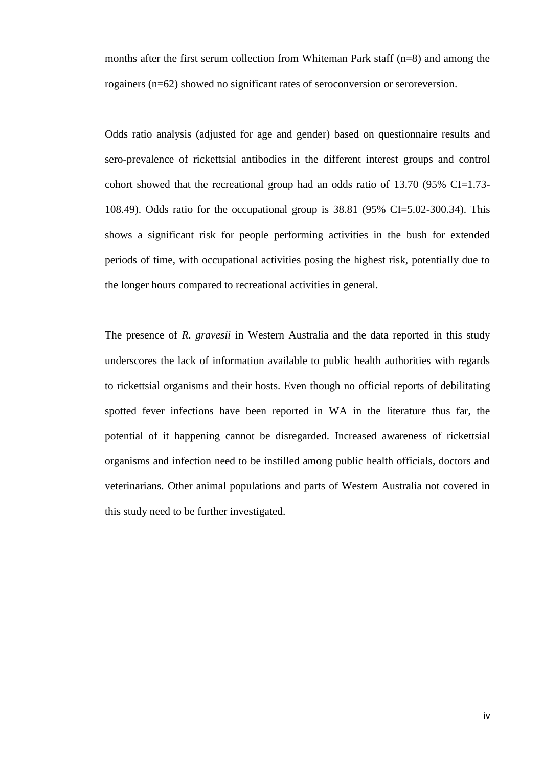months after the first serum collection from Whiteman Park staff (n=8) and among the rogainers (n=62) showed no significant rates of seroconversion or seroreversion.

Odds ratio analysis (adjusted for age and gender) based on questionnaire results and sero-prevalence of rickettsial antibodies in the different interest groups and control cohort showed that the recreational group had an odds ratio of 13.70 (95% CI=1.73-108.49). Odds ratio for the occupational group is 38.81 (95% CI=5.02-300.34). This shows a significant risk for people performing activities in the bush for extended periods of time, with occupational activities posing the highest risk, potentially due to the longer hours compared to recreational activities in general.

The presence of *R. gravesii* in Western Australia and the data reported in this study underscores the lack of information available to public health authorities with regards to rickettsial organisms and their hosts. Even though no official reports of debilitating spotted fever infections have been reported in WA in the literature thus far, the potential of it happening cannot be disregarded. Increased awareness of rickettsial organisms and infection need to be instilled among public health officials, doctors and veterinarians. Other animal populations and parts of Western Australia not covered in this study need to be further investigated.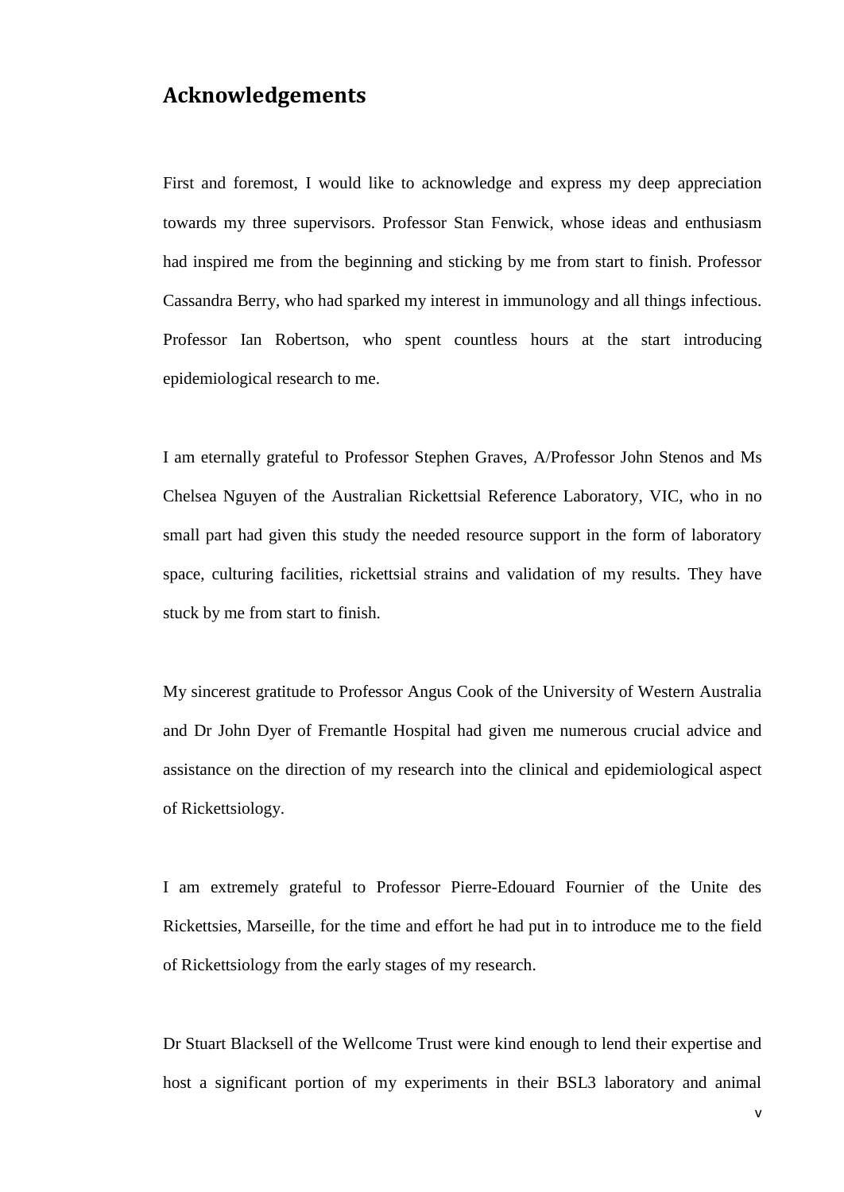## Acknowledgements

First and foremost, I would like to acknowledge and express my deep appreciation towards my three supervisors. Professor Stan Fenwick, whose ideas and enthusiasm had inspired me from the beginning and sticking by me from start to finish. Professor Cassandra Berry, who had sparked my interest in immunology and all things infectious. Professor Ian Robertson, who spent countless hours at the start introducing epidemiological research to me.

I am eternally grateful to Professor Stephen Graves, A/Professor John Stenos and Ms Chelsea Nguyen of the Australian Rickettsial Reference Laboratory, VIC, who in no small part had given this study the needed resource support in the form of laboratory space, culturing facilities, rickettsial strains and validation of my results. They have stuck by me from start to finish.

My sincerest gratitude to Professor Angus Cook of the University of Western Australia and Dr John Dyer of Fremantle Hospital had given me numerous crucial advice and assistance on the direction of my research into the clinical and epidemiological aspect of Rickettsiology.

I am extremely grateful to Professor Pierre-Edouard Fournier of the Unite des Rickettsies, Marseille, for the time and effort he had put in to introduce me to the field of Rickettsiology from the early stages of my research.

Dr Stuart Blacksell of the Wellcome Trust were kind enough to lend their expertise and host a significant portion of my experiments in their BSL3 laboratory and animal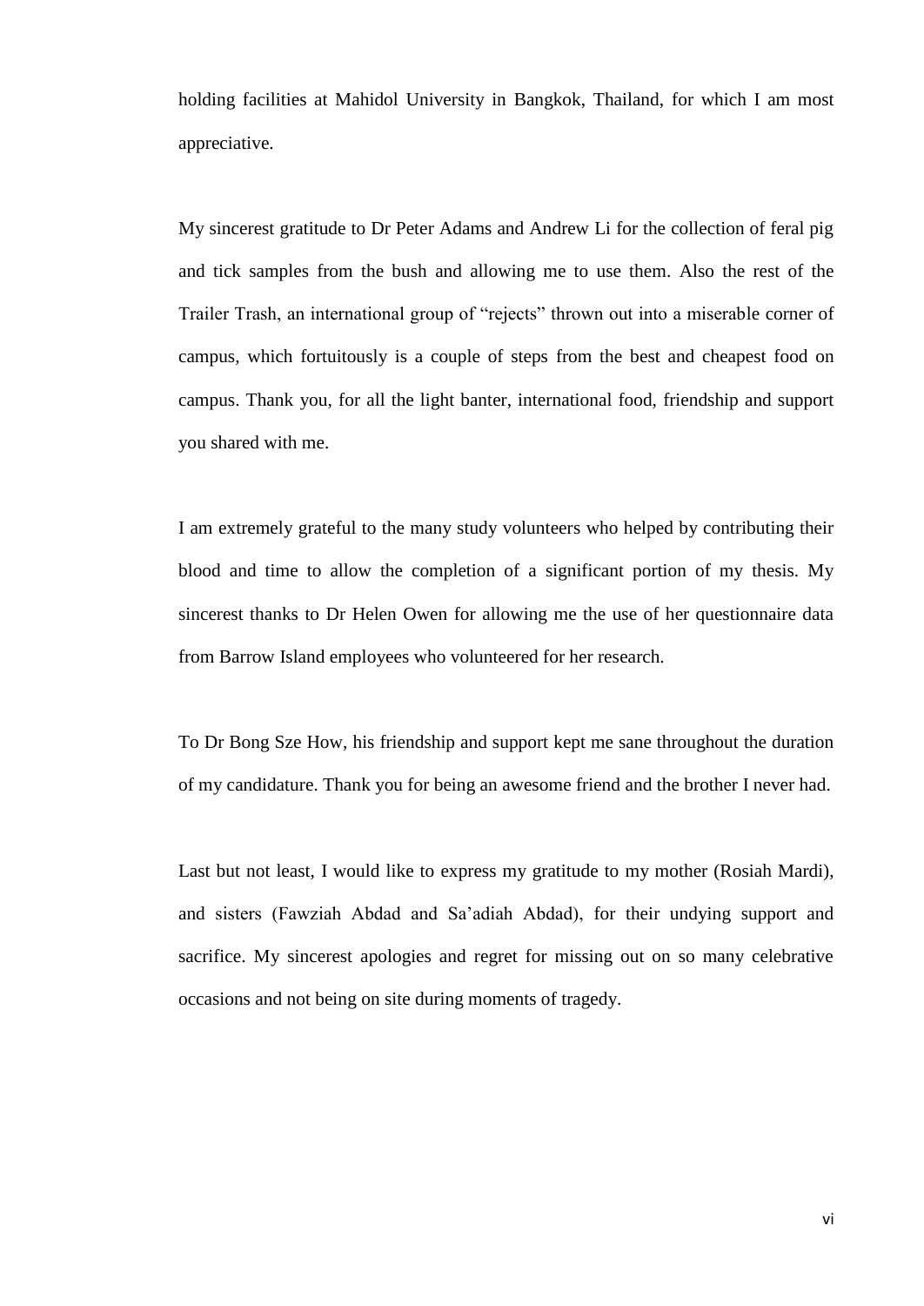holding facilities at Mahidol University in Bangkok, Thailand, for which I am most appreciative.

My sincerest gratitude to Dr Peter Adams and Andrew Li for the collection of feral pig and tick samples from the bush and allowing me to use them. Also the rest of the Trailer Trash, an international group of "rejects" thrown out into a miserable corner of campus, which fortuitously is a couple of steps from the best and cheapest food on campus. Thank you, for all the light banter, international food, friendship and support you shared with me.

I am extremely grateful to the many study volunteers who helped by contributing their blood and time to allow the completion of a significant portion of my thesis. My sincerest thanks to Dr Helen Owen for allowing me the use of her questionnaire data from Barrow Island employees who volunteered for her research.

To Dr Bong Sze How, his friendship and support kept me sane throughout the duration of my candidature. Thank you for being an awesome friend and the brother I never had.

Last but not least, I would like to express my gratitude to my mother (Rosiah Mardi), and sisters (Fawziah Abdad and Sa'adiah Abdad), for their undying support and sacrifice. My sincerest apologies and regret for missing out on so many celebrative occasions and not being on site during moments of tragedy.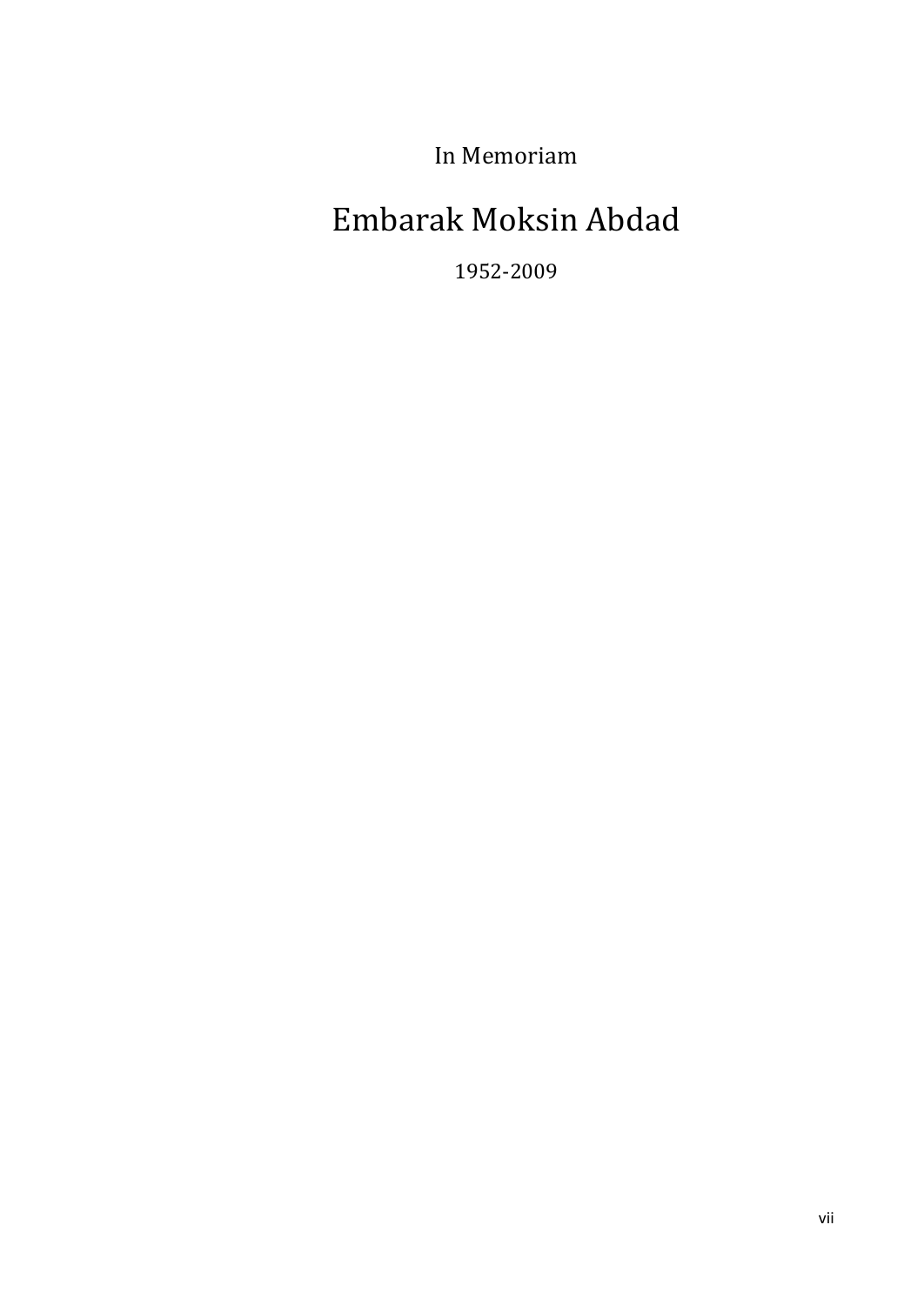In Memoriam

# Embarak Moksin Abdad

1952-2009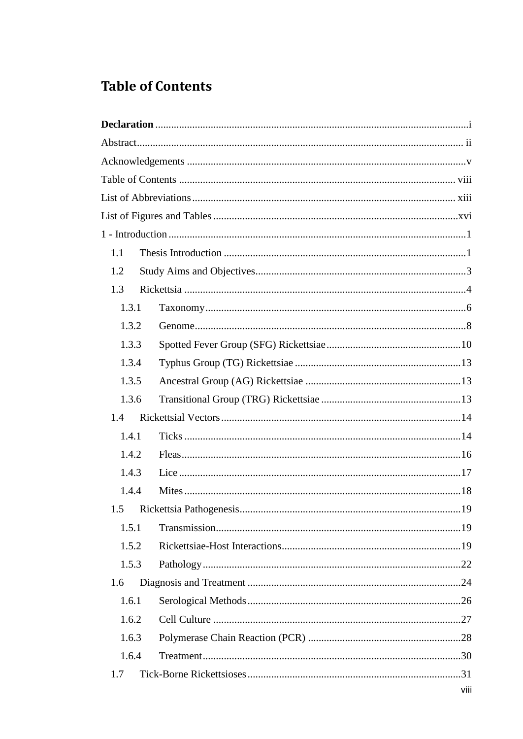# Table of Contents

**Declaration** ..... i

Abstract ..... ii

Acknowledgements ..... v

Table of Contents ..... viii

List of Abbreviations ..... xiii

List of Figures and Tables ..... xvi

1 - Introduction ..... 1

- 1.1 Thesis Introduction ..... 1
- 1.2 Study Aims and Objectives ..... 3
- 1.3 Rickettsia ..... 4
  - 1.3.1 Taxonomy ..... 6
  - 1.3.2 Genome ..... 8
  - 1.3.3 Spotted Fever Group (SFG) Rickettsiae ..... 10
  - 1.3.4 Typhus Group (TG) Rickettsiae ..... 13
  - 1.3.5 Ancestral Group (AG) Rickettsiae ..... 13
  - 1.3.6 Transitional Group (TRG) Rickettsiae ..... 13
- 1.4 Rickettsial Vectors ..... 14
  - 1.4.1 Ticks ..... 14
  - 1.4.2 Fleas ..... 16
  - 1.4.3 Lice ..... 17
  - 1.4.4 Mites ..... 18
- 1.5 Rickettsia Pathogenesis ..... 19
  - 1.5.1 Transmission ..... 19
  - 1.5.2 Rickettsiae-Host Interactions ..... 19
  - 1.5.3 Pathology ..... 22
- 1.6 Diagnosis and Treatment ..... 24
  - 1.6.1 Serological Methods ..... 26
  - 1.6.2 Cell Culture ..... 27
  - 1.6.3 Polymerase Chain Reaction (PCR) ..... 28
  - 1.6.4 Treatment ..... 30
- 1.7 Tick-Borne Rickettsioses ..... 31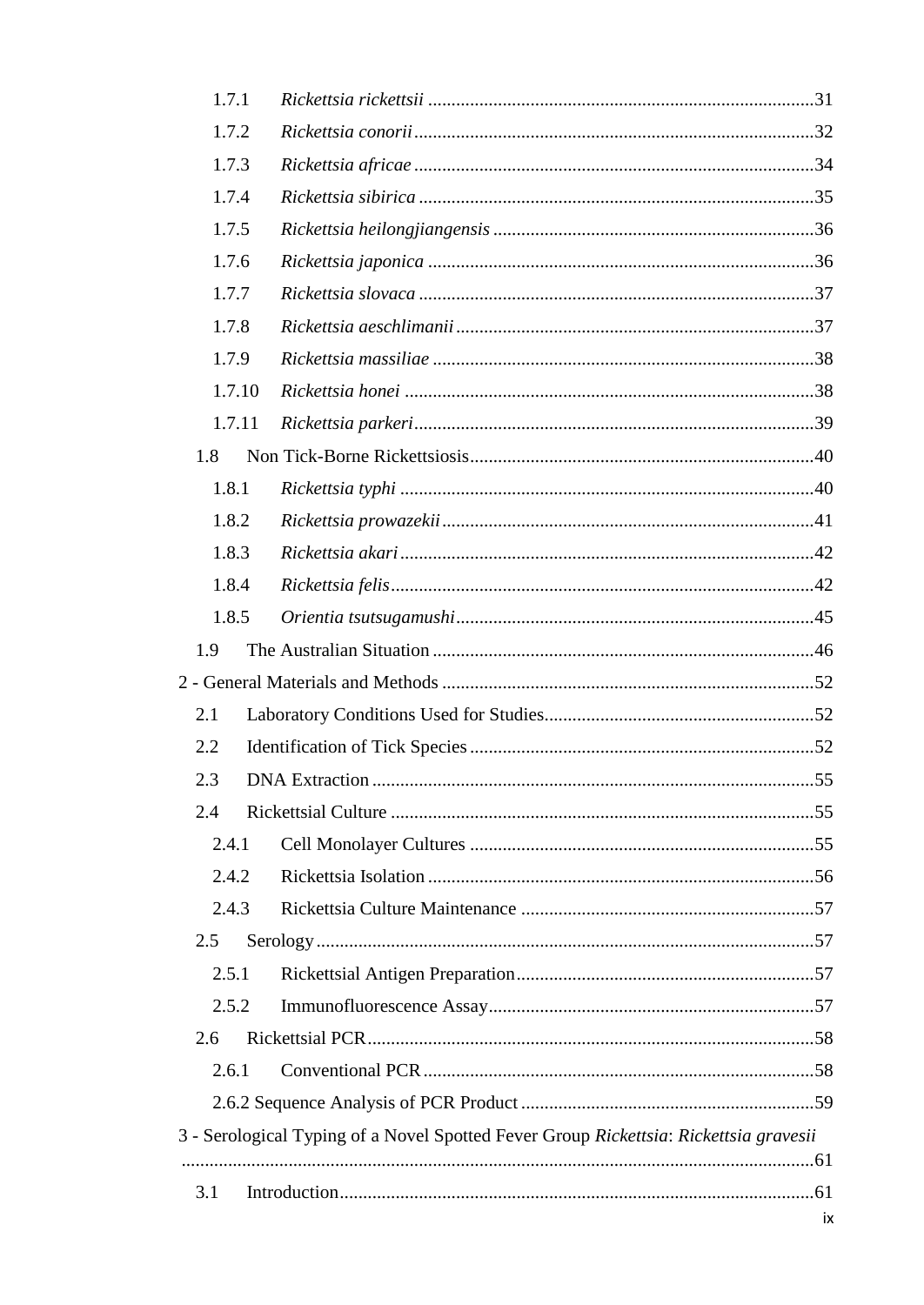1.7.1 *Rickettsia rickettsii* ....................................................................................31

1.7.2 *Rickettsia conorii* ......................................................................................32

1.7.3 *Rickettsia africae* ......................................................................................34

1.7.4 *Rickettsia sibirica* .....................................................................................35

1.7.5 *Rickettsia heilongjiangensis* .....................................................................36

1.7.6 *Rickettsia japonica* ...................................................................................36

1.7.7 *Rickettsia slovaca* .....................................................................................37

1.7.8 *Rickettsia aeschlimanii* .............................................................................37

1.7.9 *Rickettsia massiliae* ..................................................................................38

1.7.10 *Rickettsia honei* ......................................................................................38

1.7.11 *Rickettsia parkeri* ....................................................................................39

1.8 Non Tick-Borne Rickettsiosis..........................................................................40

1.8.1 *Rickettsia typhi* .........................................................................................40

1.8.2 *Rickettsia prowazekii* ................................................................................41

1.8.3 *Rickettsia akari* .........................................................................................42

1.8.4 *Rickettsia felis* ...........................................................................................42

1.8.5 *Orientia tsutsugamushi* .............................................................................45

1.9 The Australian Situation ..................................................................................46

2 - General Materials and Methods ..........................................................................52

2.1 Laboratory Conditions Used for Studies...........................................................52

2.2 Identification of Tick Species ..........................................................................52

2.3 DNA Extraction ...............................................................................................55

2.4 Rickettsial Culture ...........................................................................................55

2.4.1 Cell Monolayer Cultures ..........................................................................55

2.4.2 Rickettsia Isolation ...................................................................................56

2.4.3 Rickettsia Culture Maintenance ................................................................57

2.5 Serology...........................................................................................................57

2.5.1 Rickettsial Antigen Preparation.................................................................57

2.5.2 Immunofluorescence Assay.......................................................................57

2.6 Rickettsial PCR................................................................................................58

2.6.1 Conventional PCR ....................................................................................58

2.6.2 Sequence Analysis of PCR Product ...............................................................59

3 - Serological Typing of a Novel Spotted Fever Group *Rickettsia*: *Rickettsia gravesii* .......................................................................................................................61

3.1 Introduction.....................................................................................................61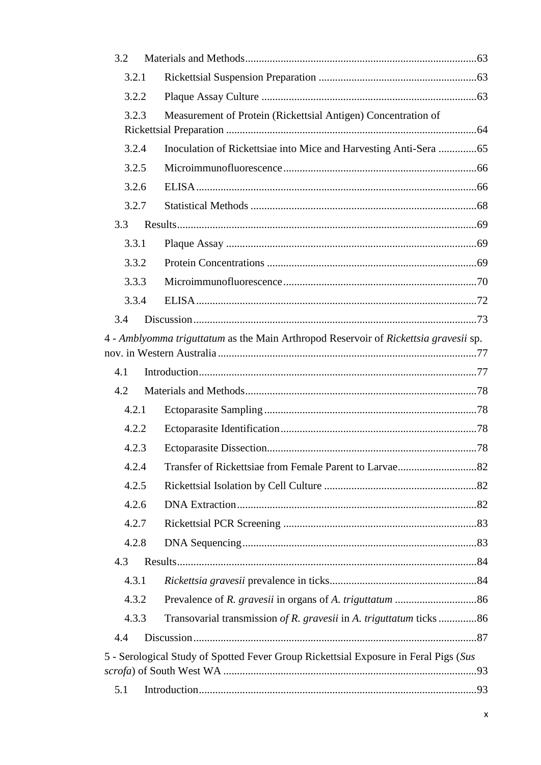3.2 Materials and Methods....................................................................................63

3.2.1 Rickettsial Suspension Preparation .........................................................63

3.2.2 Plaque Assay Culture ..............................................................................63

3.2.3 Measurement of Protein (Rickettsial Antigen) Concentration of Rickettsial Preparation ...........................................................................................64

3.2.4 Inoculation of Rickettsiae into Mice and Harvesting Anti-Sera .............65

3.2.5 Microimmunofluorescence ......................................................................66

3.2.6 ELISA......................................................................................................66

3.2.7 Statistical Methods ..................................................................................68

3.3 Results.............................................................................................................69

3.3.1 Plaque Assay ...........................................................................................69

3.3.2 Protein Concentrations ............................................................................69

3.3.3 Microimmunofluorescence ......................................................................70

3.3.4 ELISA......................................................................................................72

3.4 Discussion.......................................................................................................73

4 - *Amblyomma triguttatum* as the Main Arthropod Reservoir of *Rickettsia gravesii* sp. nov. in Western Australia ..............................................................................................77

4.1 Introduction.....................................................................................................77

4.2 Materials and Methods....................................................................................78

4.2.1 Ectoparasite Sampling .............................................................................78

4.2.2 Ectoparasite Identification .......................................................................78

4.2.3 Ectoparasite Dissection............................................................................78

4.2.4 Transfer of Rickettsiae from Female Parent to Larvae.............................82

4.2.5 Rickettsial Isolation by Cell Culture ........................................................82

4.2.6 DNA Extraction .......................................................................................82

4.2.7 Rickettsial PCR Screening .......................................................................83

4.2.8 DNA Sequencing .....................................................................................83

4.3 Results.............................................................................................................84

4.3.1 *Rickettsia gravesii* prevalence in ticks......................................................84

4.3.2 Prevalence of *R. gravesii* in organs of *A. triguttatum* ..............................86

4.3.3 Transovarial transmission *of R. gravesii* in *A. triguttatum* ticks ..............86

4.4 Discussion.......................................................................................................87

5 - Serological Study of Spotted Fever Group Rickettsial Exposure in Feral Pigs (*Sus scrofa*) of South West WA ............................................................................................93

5.1 Introduction.....................................................................................................93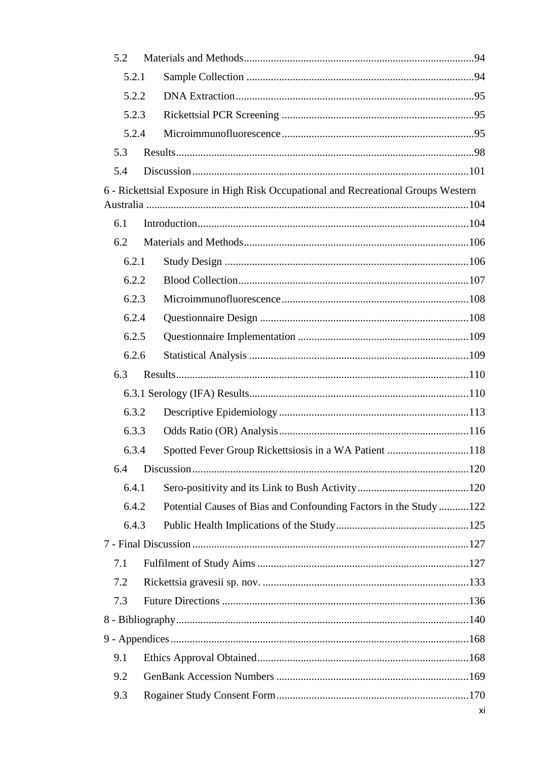5.2 Materials and Methods....................................................................................94

5.2.1 Sample Collection ...................................................................................94

5.2.2 DNA Extraction.......................................................................................95

5.2.3 Rickettsial PCR Screening .......................................................................95

5.2.4 Microimmunofluorescence.......................................................................95

5.3 Results.............................................................................................................98

5.4 Discussion.....................................................................................................101

6 - Rickettsial Exposure in High Risk Occupational and Recreational Groups Western Australia .....................................................................................................................104

6.1 Introduction...................................................................................................104

6.2 Materials and Methods..................................................................................106

6.2.1 Study Design .........................................................................................106

6.2.2 Blood Collection....................................................................................107

6.2.3 Microimmunofluorescence....................................................................108

6.2.4 Questionnaire Design ............................................................................108

6.2.5 Questionnaire Implementation ..............................................................109

6.2.6 Statistical Analysis ................................................................................109

6.3 Results...........................................................................................................110

6.3.1 Serology (IFA) Results................................................................................110

6.3.2 Descriptive Epidemiology .....................................................................113

6.3.3 Odds Ratio (OR) Analysis.....................................................................116

6.3.4 Spotted Fever Group Rickettsiosis in a WA Patient ..............................118

6.4 Discussion.....................................................................................................120

6.4.1 Sero-positivity and its Link to Bush Activity.........................................120

6.4.2 Potential Causes of Bias and Confounding Factors in the Study ...........122

6.4.3 Public Health Implications of the Study.................................................125

7 - Final Discussion .....................................................................................................127

7.1 Fulfilment of Study Aims .............................................................................127

7.2 Rickettsia gravesii sp. nov. ............................................................................133

7.3 Future Directions ...........................................................................................136

8 - Bibliography...........................................................................................................140

9 - Appendices.............................................................................................................168

9.1 Ethics Approval Obtained..............................................................................168

9.2 GenBank Accession Numbers .......................................................................169

9.3 Rogainer Study Consent Form.......................................................................170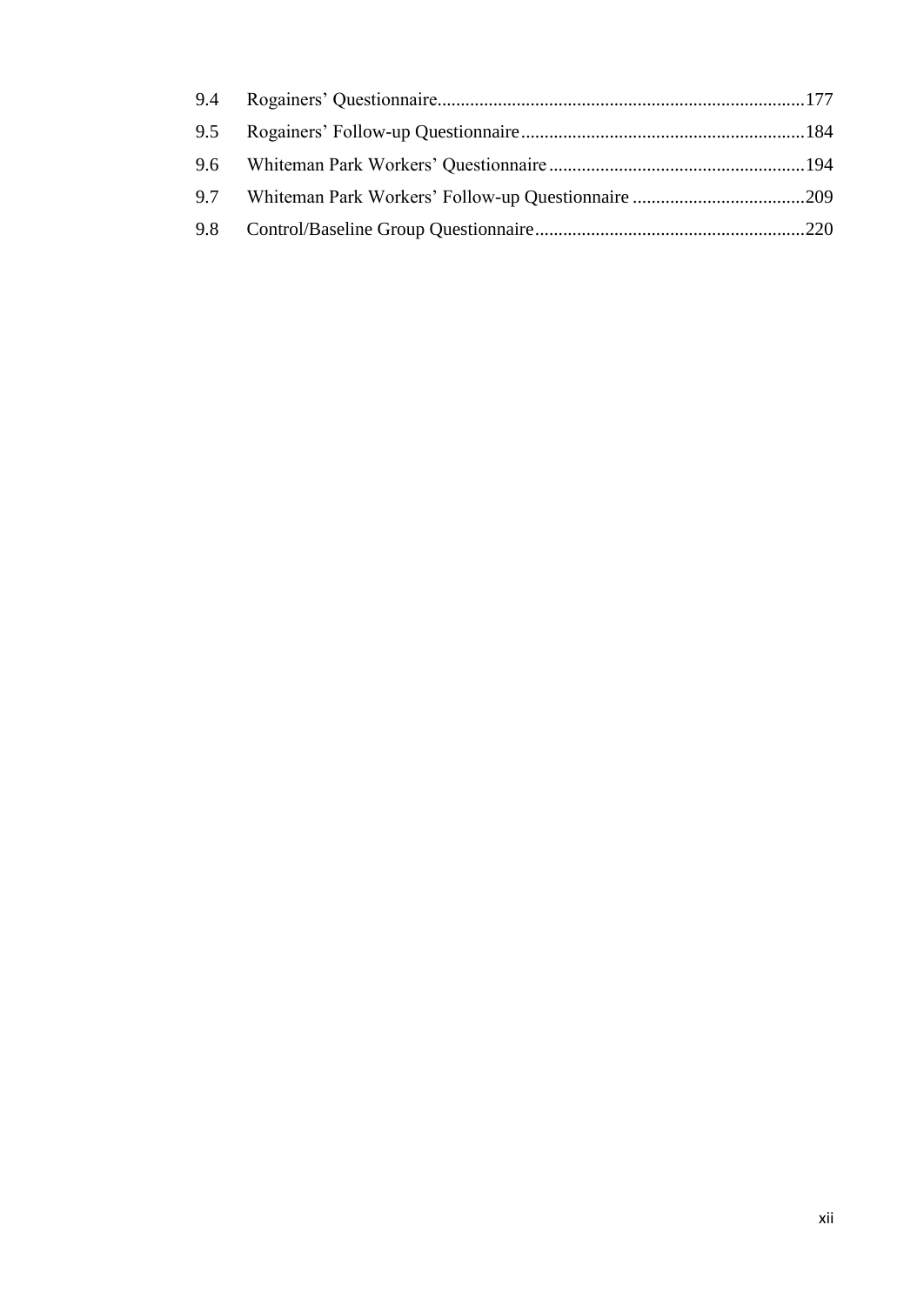9.4 Rogainers' Questionnaire.....177

9.5 Rogainers' Follow-up Questionnaire.....184

9.6 Whiteman Park Workers' Questionnaire.....194

9.7 Whiteman Park Workers' Follow-up Questionnaire.....209

9.8 Control/Baseline Group Questionnaire.....220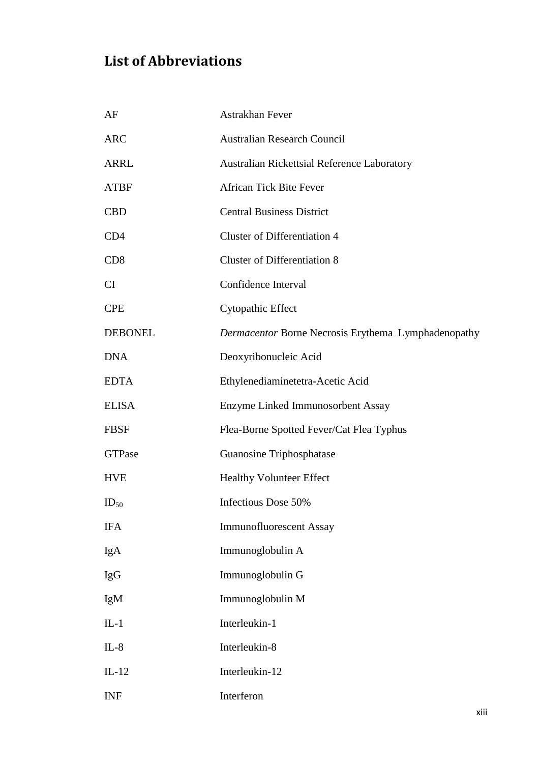## List of Abbreviations

| | |
|---|---|
| AF | Astrakhan Fever |
| ARC | Australian Research Council |
| ARRL | Australian Rickettsial Reference Laboratory |
| ATBF | African Tick Bite Fever |
| CBD | Central Business District |
| CD4 | Cluster of Differentiation 4 |
| CD8 | Cluster of Differentiation 8 |
| CI | Confidence Interval |
| CPE | Cytopathic Effect |
| DEBONEL | *Dermacentor* Borne Necrosis Erythema Lymphadenopathy |
| DNA | Deoxyribonucleic Acid |
| EDTA | Ethylenediaminetetra-Acetic Acid |
| ELISA | Enzyme Linked Immunosorbent Assay |
| FBSF | Flea-Borne Spotted Fever/Cat Flea Typhus |
| GTPase | Guanosine Triphosphatase |
| HVE | Healthy Volunteer Effect |
| $ID_{50}$ | Infectious Dose 50% |
| IFA | Immunofluorescent Assay |
| IgA | Immunoglobulin A |
| IgG | Immunoglobulin G |
| IgM | Immunoglobulin M |
| IL-1 | Interleukin-1 |
| IL-8 | Interleukin-8 |
| IL-12 | Interleukin-12 |
| INF | Interferon |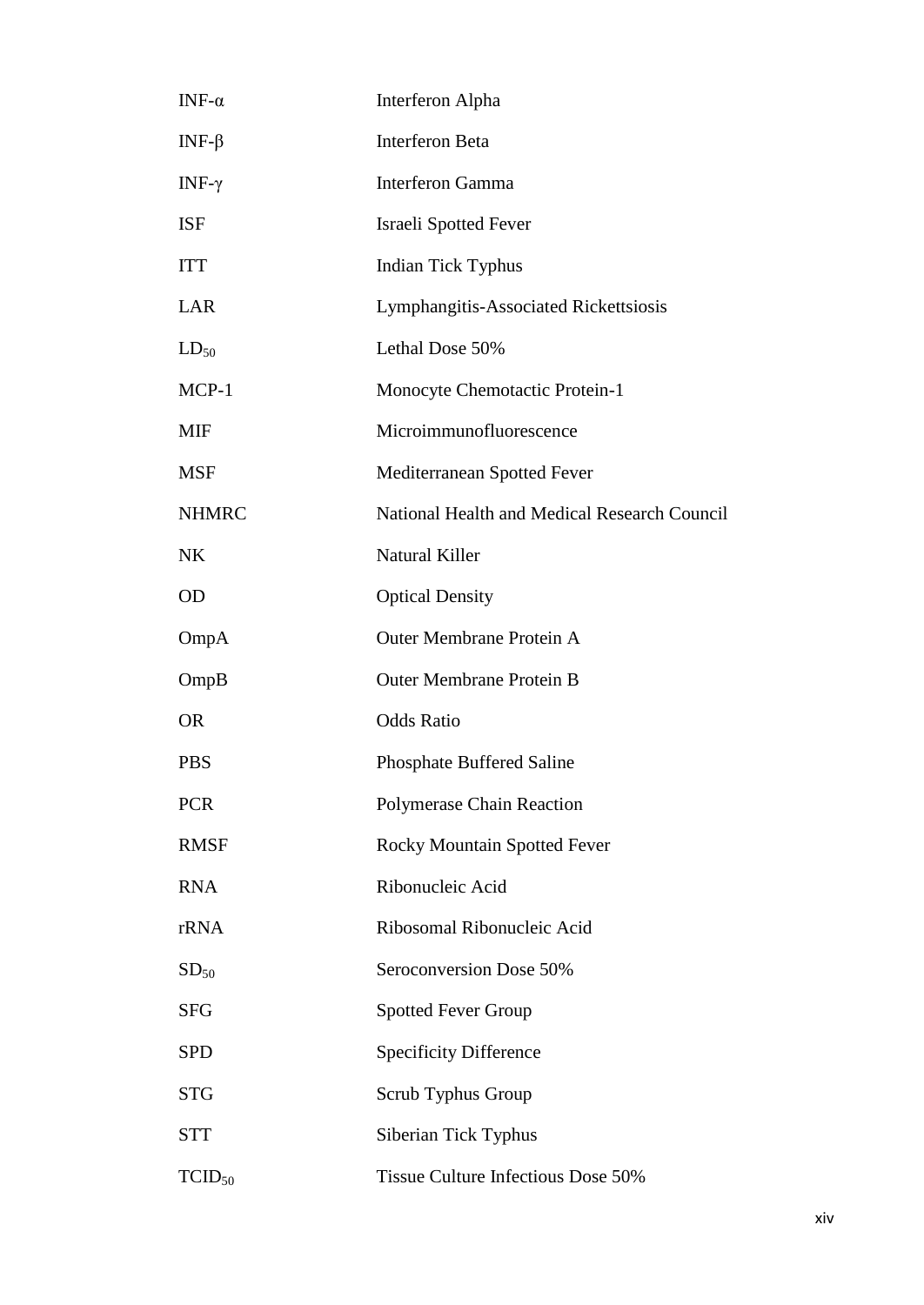| | |
|---|---|
| INF-α | Interferon Alpha |
| INF-β | Interferon Beta |
| INF-γ | Interferon Gamma |
| ISF | Israeli Spotted Fever |
| ITT | Indian Tick Typhus |
| LAR | Lymphangitis-Associated Rickettsiosis |
| $LD_{50}$ | Lethal Dose 50% |
| MCP-1 | Monocyte Chemotactic Protein-1 |
| MIF | Microimmunofluorescence |
| MSF | Mediterranean Spotted Fever |
| NHMRC | National Health and Medical Research Council |
| NK | Natural Killer |
| OD | Optical Density |
| OmpA | Outer Membrane Protein A |
| OmpB | Outer Membrane Protein B |
| OR | Odds Ratio |
| PBS | Phosphate Buffered Saline |
| PCR | Polymerase Chain Reaction |
| RMSF | Rocky Mountain Spotted Fever |
| RNA | Ribonucleic Acid |
| rRNA | Ribosomal Ribonucleic Acid |
| $SD_{50}$ | Seroconversion Dose 50% |
| SFG | Spotted Fever Group |
| SPD | Specificity Difference |
| STG | Scrub Typhus Group |
| STT | Siberian Tick Typhus |
| $TCID_{50}$ | Tissue Culture Infectious Dose 50% |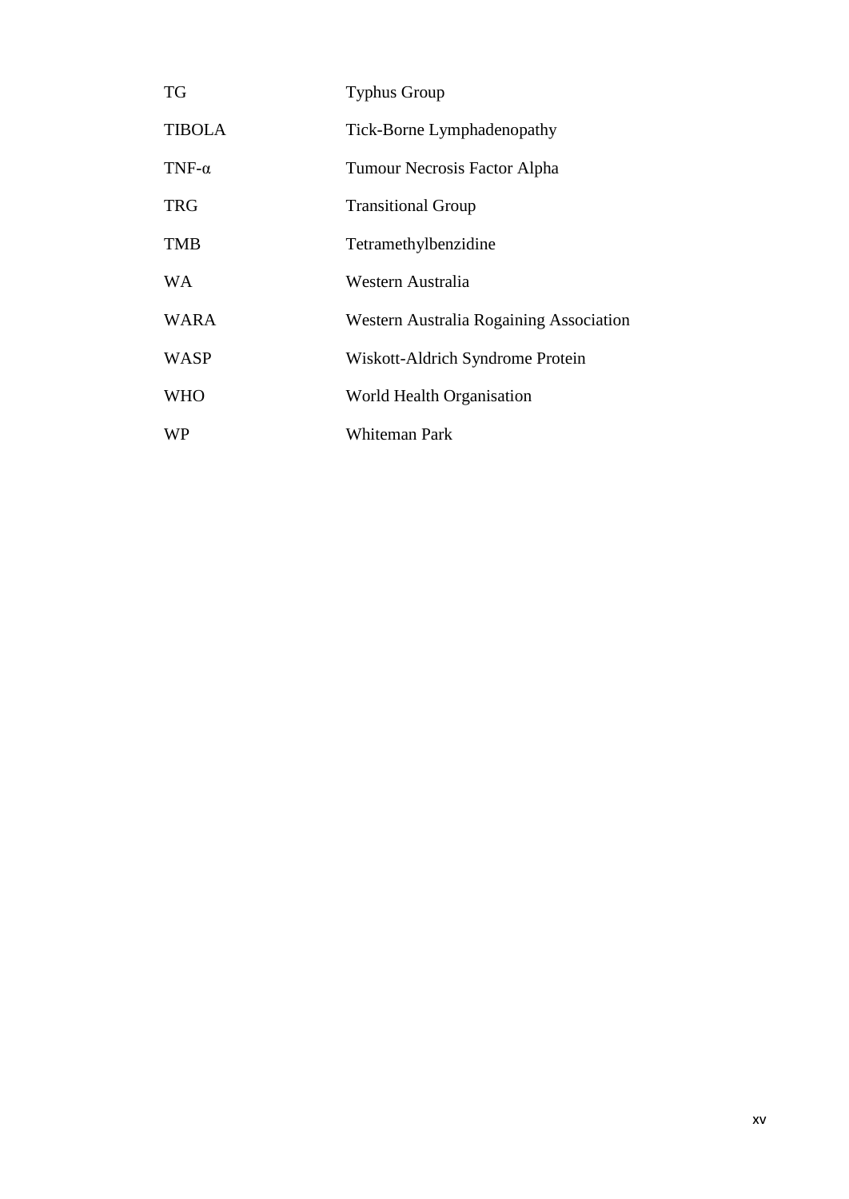| | |
|---|---|
| TG | Typhus Group |
| TIBOLA | Tick-Borne Lymphadenopathy |
| TNF-α | Tumour Necrosis Factor Alpha |
| TRG | Transitional Group |
| TMB | Tetramethylbenzidine |
| WA | Western Australia |
| WARA | Western Australia Rogaining Association |
| WASP | Wiskott-Aldrich Syndrome Protein |
| WHO | World Health Organisation |
| WP | Whiteman Park |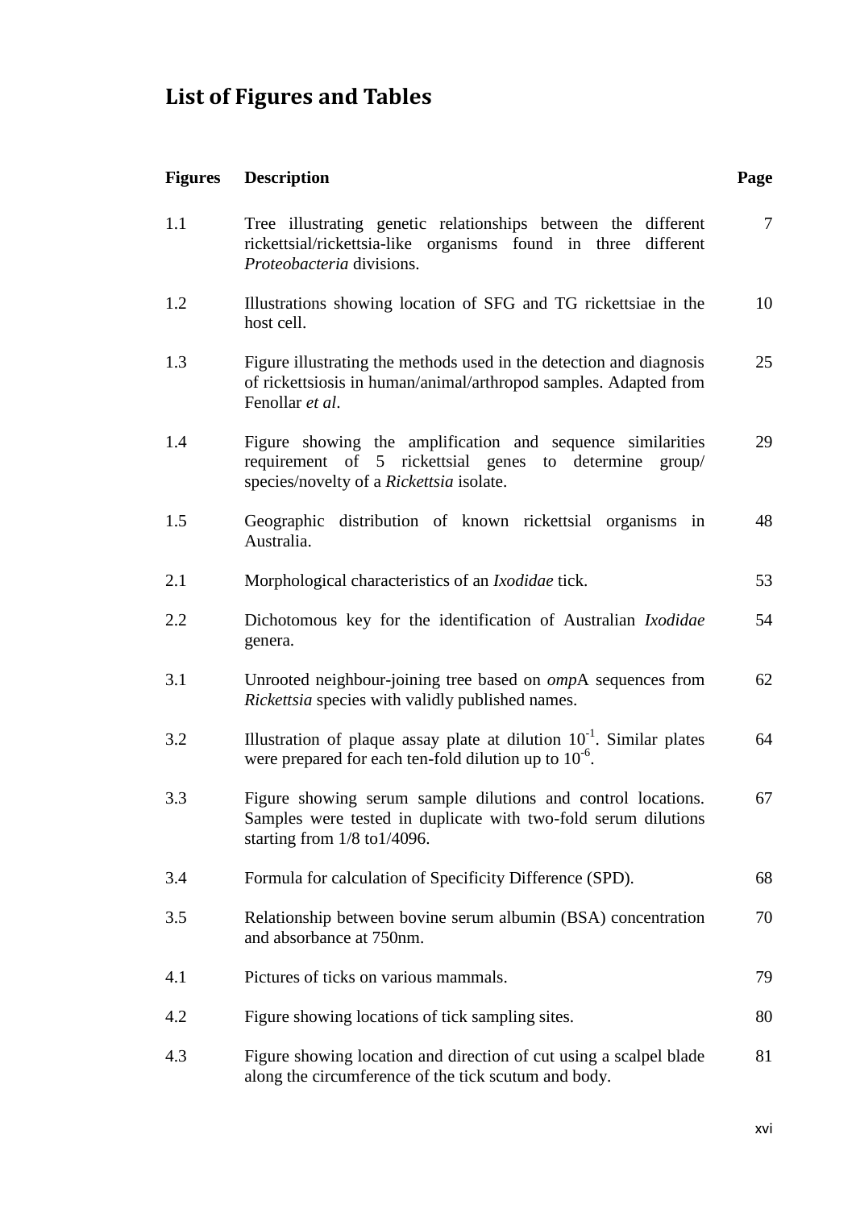## List of Figures and Tables

| Figures | Description | Page |
|---|---|---|
| 1.1 | Tree illustrating genetic relationships between the different rickettsial/rickettsia-like organisms found in three different *Proteobacteria* divisions. | 7 |
| 1.2 | Illustrations showing location of SFG and TG rickettsiae in the host cell. | 10 |
| 1.3 | Figure illustrating the methods used in the detection and diagnosis of rickettsiosis in human/animal/arthropod samples. Adapted from Fenollar *et al*. | 25 |
| 1.4 | Figure showing the amplification and sequence similarities requirement of 5 rickettsial genes to determine group/ species/novelty of a *Rickettsia* isolate. | 29 |
| 1.5 | Geographic distribution of known rickettsial organisms in Australia. | 48 |
| 2.1 | Morphological characteristics of an *Ixodidae* tick. | 53 |
| 2.2 | Dichotomous key for the identification of Australian *Ixodidae* genera. | 54 |
| 3.1 | Unrooted neighbour-joining tree based on *omp*A sequences from *Rickettsia* species with validly published names. | 62 |
| 3.2 | Illustration of plaque assay plate at dilution $10^{-1}$. Similar plates were prepared for each ten-fold dilution up to $10^{-6}$. | 64 |
| 3.3 | Figure showing serum sample dilutions and control locations. Samples were tested in duplicate with two-fold serum dilutions starting from 1/8 to1/4096. | 67 |
| 3.4 | Formula for calculation of Specificity Difference (SPD). | 68 |
| 3.5 | Relationship between bovine serum albumin (BSA) concentration and absorbance at 750nm. | 70 |
| 4.1 | Pictures of ticks on various mammals. | 79 |
| 4.2 | Figure showing locations of tick sampling sites. | 80 |
| 4.3 | Figure showing location and direction of cut using a scalpel blade along the circumference of the tick scutum and body. | 81 |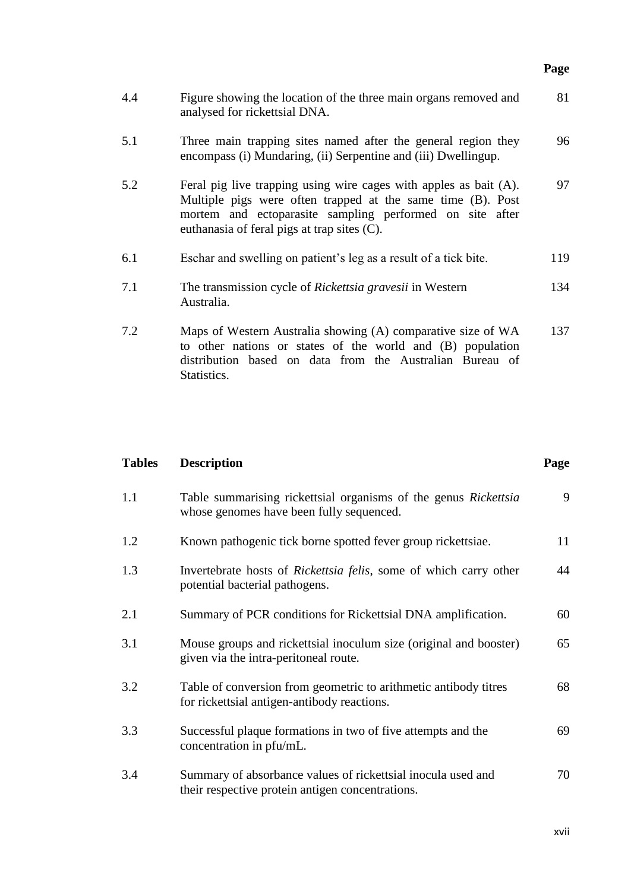| | | Page |
|---|---|---|
| 4.4 | Figure showing the location of the three main organs removed and analysed for rickettsial DNA. | 81 |
| 5.1 | Three main trapping sites named after the general region they encompass (i) Mundaring, (ii) Serpentine and (iii) Dwellingup. | 96 |
| 5.2 | Feral pig live trapping using wire cages with apples as bait (A). Multiple pigs were often trapped at the same time (B). Post mortem and ectoparasite sampling performed on site after euthanasia of feral pigs at trap sites (C). | 97 |
| 6.1 | Eschar and swelling on patient's leg as a result of a tick bite. | 119 |
| 7.1 | The transmission cycle of *Rickettsia gravesii* in Western Australia. | 134 |
| 7.2 | Maps of Western Australia showing (A) comparative size of WA to other nations or states of the world and (B) population distribution based on data from the Australian Bureau of Statistics. | 137 |

| **Tables** | **Description** | **Page** |
|---|---|---|
| 1.1 | Table summarising rickettsial organisms of the genus *Rickettsia* whose genomes have been fully sequenced. | 9 |
| 1.2 | Known pathogenic tick borne spotted fever group rickettsiae. | 11 |
| 1.3 | Invertebrate hosts of *Rickettsia felis*, some of which carry other potential bacterial pathogens. | 44 |
| 2.1 | Summary of PCR conditions for Rickettsial DNA amplification. | 60 |
| 3.1 | Mouse groups and rickettsial inoculum size (original and booster) given via the intra-peritoneal route. | 65 |
| 3.2 | Table of conversion from geometric to arithmetic antibody titres for rickettsial antigen-antibody reactions. | 68 |
| 3.3 | Successful plaque formations in two of five attempts and the concentration in pfu/mL. | 69 |
| 3.4 | Summary of absorbance values of rickettsial inocula used and their respective protein antigen concentrations. | 70 |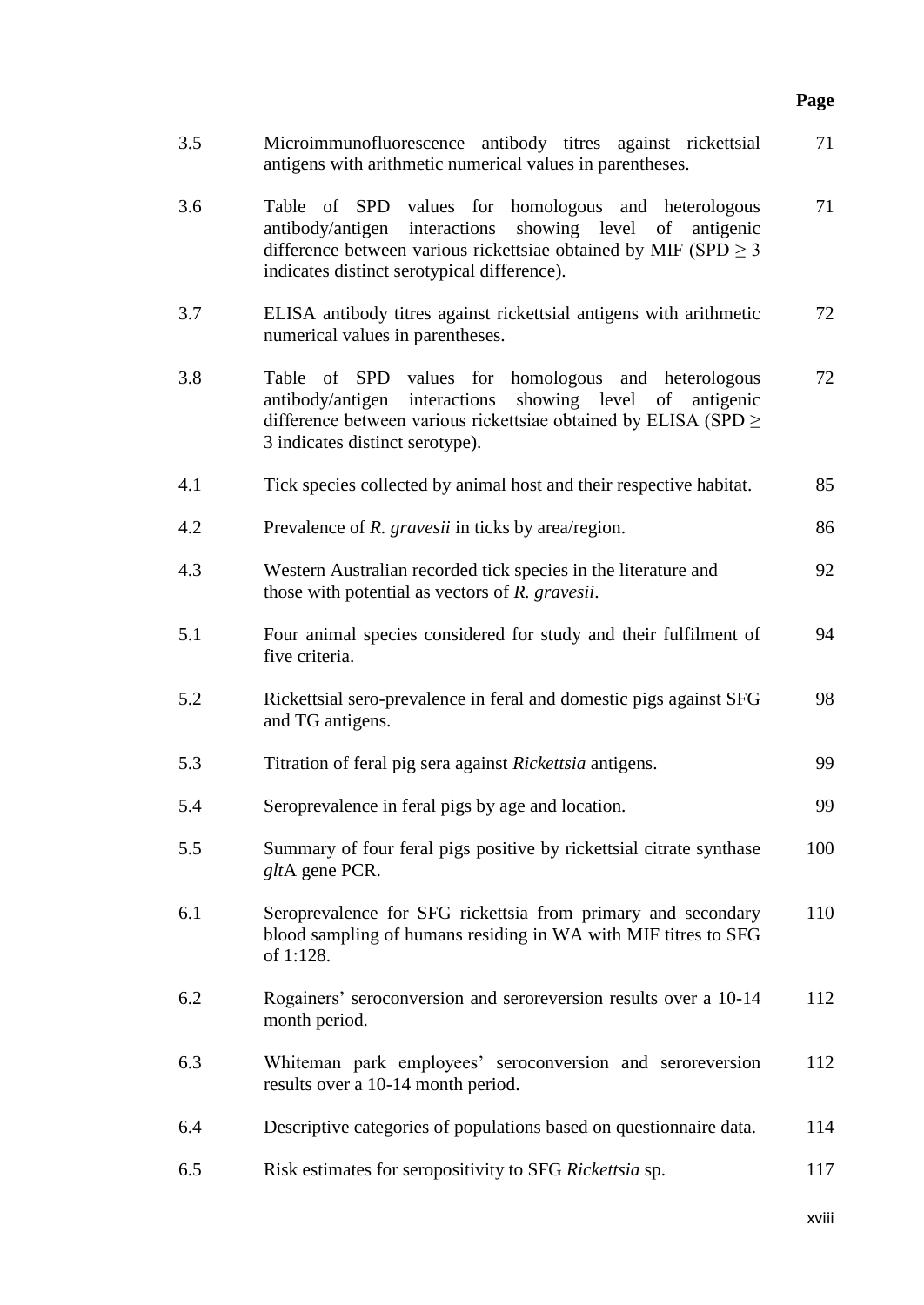| | | Page |
|---|---|---|
| 3.5 | Microimmunofluorescence antibody titres against rickettsial antigens with arithmetic numerical values in parentheses. | 71 |
| 3.6 | Table of SPD values for homologous and heterologous antibody/antigen interactions showing level of antigenic difference between various rickettsiae obtained by MIF (SPD $\geq 3$ indicates distinct serotypical difference). | 71 |
| 3.7 | ELISA antibody titres against rickettsial antigens with arithmetic numerical values in parentheses. | 72 |
| 3.8 | Table of SPD values for homologous and heterologous antibody/antigen interactions showing level of antigenic difference between various rickettsiae obtained by ELISA (SPD $\geq$ 3 indicates distinct serotype). | 72 |
| 4.1 | Tick species collected by animal host and their respective habitat. | 85 |
| 4.2 | Prevalence of *R. gravesii* in ticks by area/region. | 86 |
| 4.3 | Western Australian recorded tick species in the literature and those with potential as vectors of *R. gravesii*. | 92 |
| 5.1 | Four animal species considered for study and their fulfilment of five criteria. | 94 |
| 5.2 | Rickettsial sero-prevalence in feral and domestic pigs against SFG and TG antigens. | 98 |
| 5.3 | Titration of feral pig sera against *Rickettsia* antigens. | 99 |
| 5.4 | Seroprevalence in feral pigs by age and location. | 99 |
| 5.5 | Summary of four feral pigs positive by rickettsial citrate synthase *glt*A gene PCR. | 100 |
| 6.1 | Seroprevalence for SFG rickettsia from primary and secondary blood sampling of humans residing in WA with MIF titres to SFG of 1:128. | 110 |
| 6.2 | Rogainers' seroconversion and seroreversion results over a 10-14 month period. | 112 |
| 6.3 | Whiteman park employees' seroconversion and seroreversion results over a 10-14 month period. | 112 |
| 6.4 | Descriptive categories of populations based on questionnaire data. | 114 |
| 6.5 | Risk estimates for seropositivity to SFG *Rickettsia* sp. | 117 |